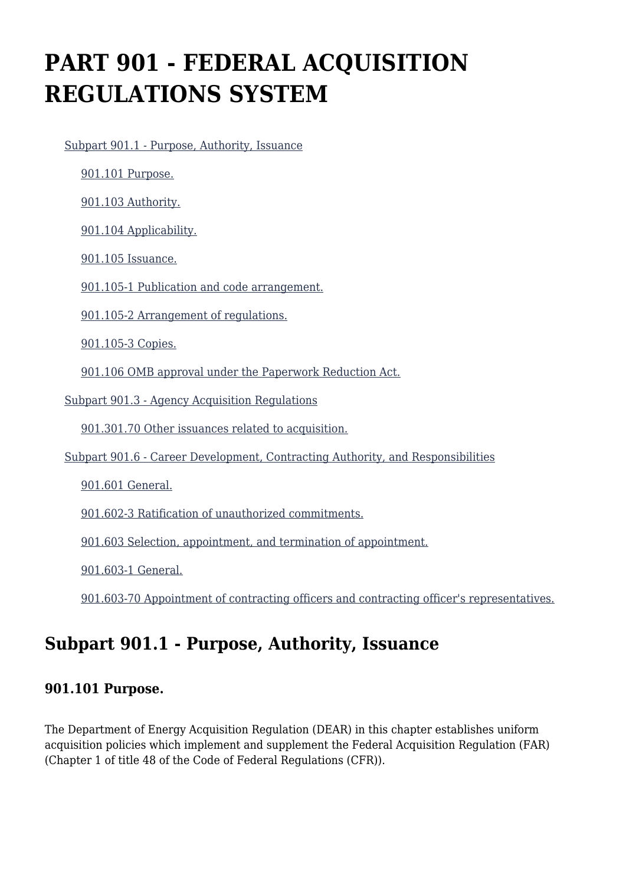# PART 901 - FEDERAL ACQUISITION REGULATIONS SYSTEM

- Subpart 901.1 - Purpose, Authority, Issuance
  - 901.101 Purpose.
  - 901.103 Authority.
  - 901.104 Applicability.
  - 901.105 Issuance.
  - 901.105-1 Publication and code arrangement.
  - 901.105-2 Arrangement of regulations.
  - 901.105-3 Copies.
  - 901.106 OMB approval under the Paperwork Reduction Act.
- Subpart 901.3 - Agency Acquisition Regulations
  - 901.301.70 Other issuances related to acquisition.
- Subpart 901.6 - Career Development, Contracting Authority, and Responsibilities
  - 901.601 General.
  - 901.602-3 Ratification of unauthorized commitments.
  - 901.603 Selection, appointment, and termination of appointment.
  - 901.603-1 General.
  - 901.603-70 Appointment of contracting officers and contracting officer's representatives.

## Subpart 901.1 - Purpose, Authority, Issuance

### 901.101 Purpose.

The Department of Energy Acquisition Regulation (DEAR) in this chapter establishes uniform acquisition policies which implement and supplement the Federal Acquisition Regulation (FAR) (Chapter 1 of title 48 of the Code of Federal Regulations (CFR)).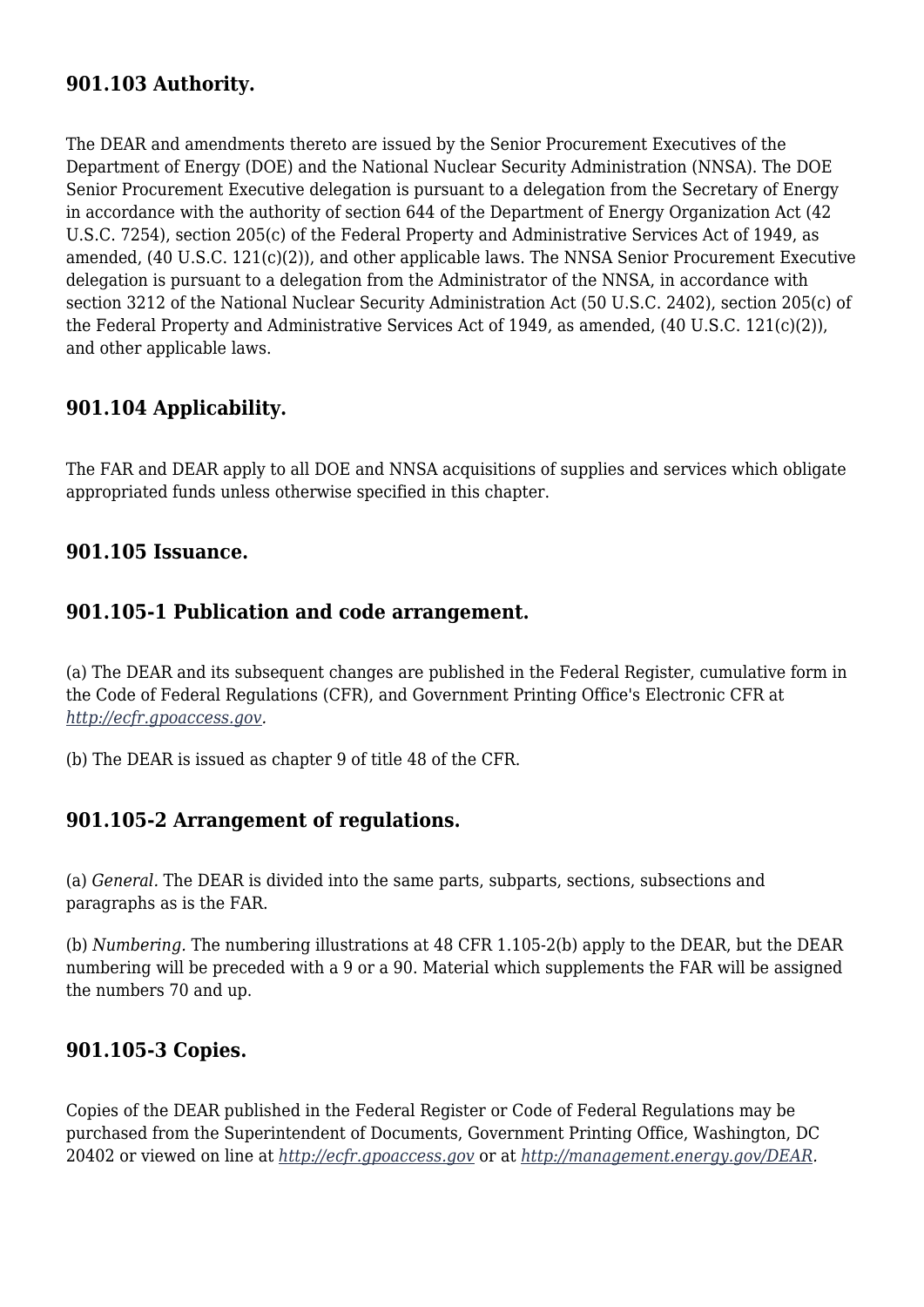## 901.103 Authority.

The DEAR and amendments thereto are issued by the Senior Procurement Executives of the Department of Energy (DOE) and the National Nuclear Security Administration (NNSA). The DOE Senior Procurement Executive delegation is pursuant to a delegation from the Secretary of Energy in accordance with the authority of section 644 of the Department of Energy Organization Act (42 U.S.C. 7254), section 205(c) of the Federal Property and Administrative Services Act of 1949, as amended, (40 U.S.C. 121(c)(2)), and other applicable laws. The NNSA Senior Procurement Executive delegation is pursuant to a delegation from the Administrator of the NNSA, in accordance with section 3212 of the National Nuclear Security Administration Act (50 U.S.C. 2402), section 205(c) of the Federal Property and Administrative Services Act of 1949, as amended, (40 U.S.C. 121(c)(2)), and other applicable laws.

## 901.104 Applicability.

The FAR and DEAR apply to all DOE and NNSA acquisitions of supplies and services which obligate appropriated funds unless otherwise specified in this chapter.

## 901.105 Issuance.

## 901.105-1 Publication and code arrangement.

(a) The DEAR and its subsequent changes are published in the Federal Register, cumulative form in the Code of Federal Regulations (CFR), and Government Printing Office's Electronic CFR at *http://ecfr.gpoaccess.gov*.

(b) The DEAR is issued as chapter 9 of title 48 of the CFR.

## 901.105-2 Arrangement of regulations.

(a) *General.* The DEAR is divided into the same parts, subparts, sections, subsections and paragraphs as is the FAR.

(b) *Numbering.* The numbering illustrations at 48 CFR 1.105-2(b) apply to the DEAR, but the DEAR numbering will be preceded with a 9 or a 90. Material which supplements the FAR will be assigned the numbers 70 and up.

## 901.105-3 Copies.

Copies of the DEAR published in the Federal Register or Code of Federal Regulations may be purchased from the Superintendent of Documents, Government Printing Office, Washington, DC 20402 or viewed on line at *http://ecfr.gpoaccess.gov* or at *http://management.energy.gov/DEAR*.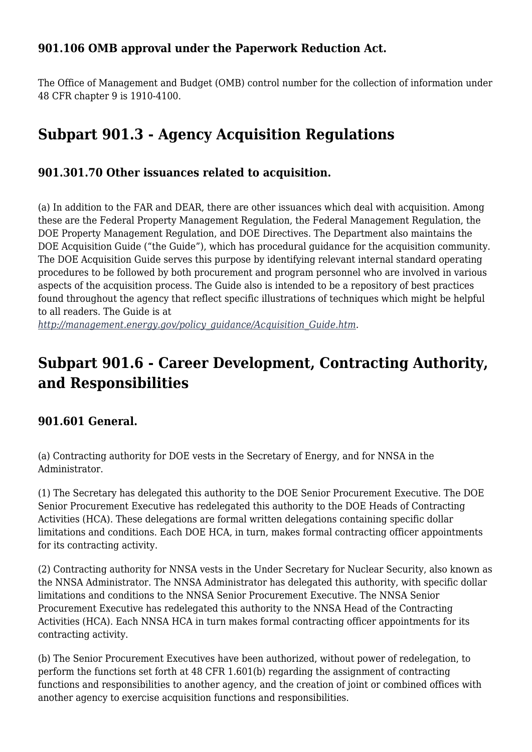### 901.106 OMB approval under the Paperwork Reduction Act.

The Office of Management and Budget (OMB) control number for the collection of information under 48 CFR chapter 9 is 1910-4100.

## Subpart 901.3 - Agency Acquisition Regulations

### 901.301.70 Other issuances related to acquisition.

(a) In addition to the FAR and DEAR, there are other issuances which deal with acquisition. Among these are the Federal Property Management Regulation, the Federal Management Regulation, the DOE Property Management Regulation, and DOE Directives. The Department also maintains the DOE Acquisition Guide ("the Guide"), which has procedural guidance for the acquisition community. The DOE Acquisition Guide serves this purpose by identifying relevant internal standard operating procedures to be followed by both procurement and program personnel who are involved in various aspects of the acquisition process. The Guide also is intended to be a repository of best practices found throughout the agency that reflect specific illustrations of techniques which might be helpful to all readers. The Guide is at *http://management.energy.gov/policy_guidance/Acquisition_Guide.htm*.

## Subpart 901.6 - Career Development, Contracting Authority, and Responsibilities

### 901.601 General.

(a) Contracting authority for DOE vests in the Secretary of Energy, and for NNSA in the Administrator.

(1) The Secretary has delegated this authority to the DOE Senior Procurement Executive. The DOE Senior Procurement Executive has redelegated this authority to the DOE Heads of Contracting Activities (HCA). These delegations are formal written delegations containing specific dollar limitations and conditions. Each DOE HCA, in turn, makes formal contracting officer appointments for its contracting activity.

(2) Contracting authority for NNSA vests in the Under Secretary for Nuclear Security, also known as the NNSA Administrator. The NNSA Administrator has delegated this authority, with specific dollar limitations and conditions to the NNSA Senior Procurement Executive. The NNSA Senior Procurement Executive has redelegated this authority to the NNSA Head of the Contracting Activities (HCA). Each NNSA HCA in turn makes formal contracting officer appointments for its contracting activity.

(b) The Senior Procurement Executives have been authorized, without power of redelegation, to perform the functions set forth at 48 CFR 1.601(b) regarding the assignment of contracting functions and responsibilities to another agency, and the creation of joint or combined offices with another agency to exercise acquisition functions and responsibilities.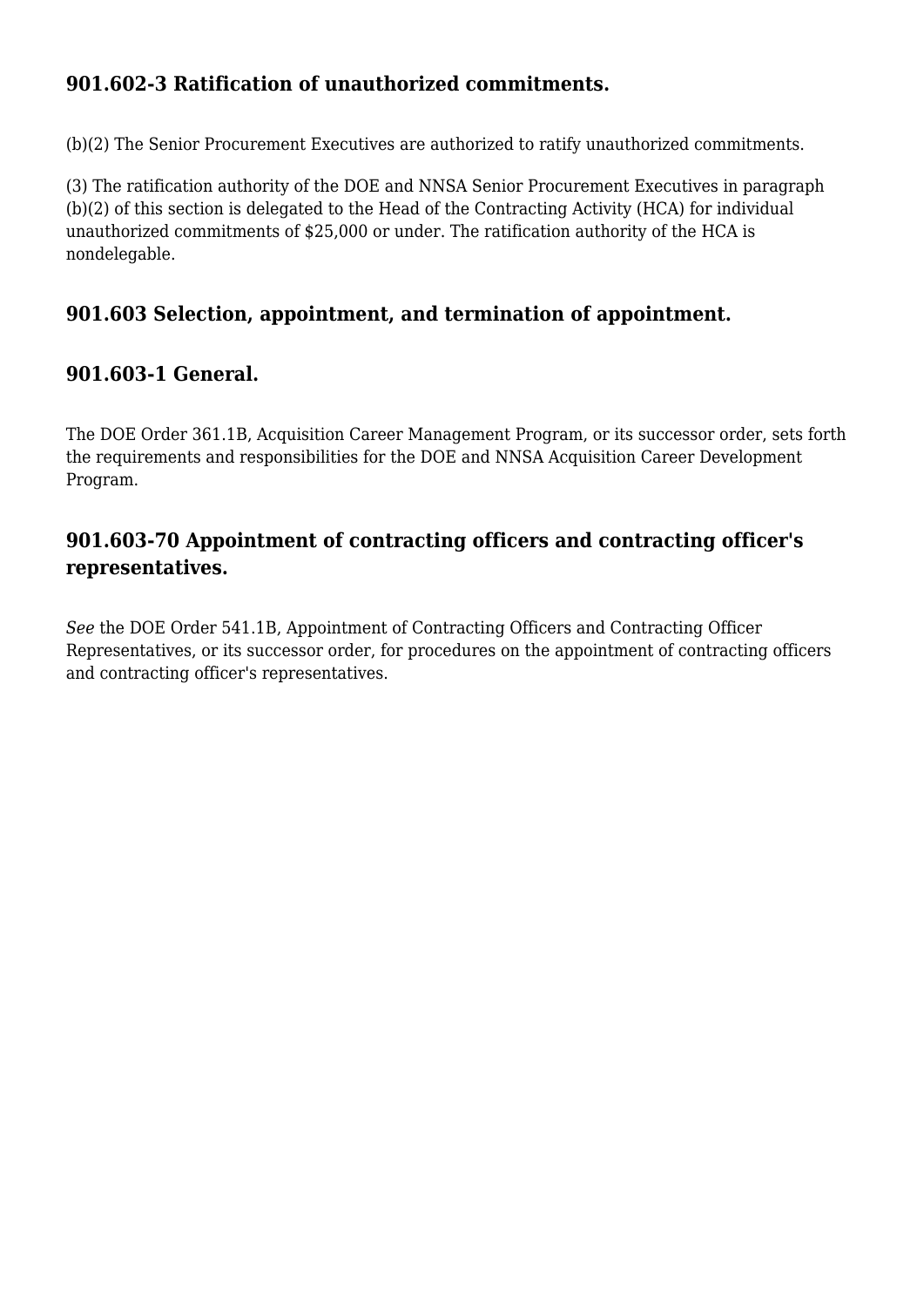## 901.602-3 Ratification of unauthorized commitments.

(b)(2) The Senior Procurement Executives are authorized to ratify unauthorized commitments.

(3) The ratification authority of the DOE and NNSA Senior Procurement Executives in paragraph (b)(2) of this section is delegated to the Head of the Contracting Activity (HCA) for individual unauthorized commitments of $25,000 or under. The ratification authority of the HCA is nondelegable.

## 901.603 Selection, appointment, and termination of appointment.

## 901.603-1 General.

The DOE Order 361.1B, Acquisition Career Management Program, or its successor order, sets forth the requirements and responsibilities for the DOE and NNSA Acquisition Career Development Program.

## 901.603-70 Appointment of contracting officers and contracting officer's representatives.

*See* the DOE Order 541.1B, Appointment of Contracting Officers and Contracting Officer Representatives, or its successor order, for procedures on the appointment of contracting officers and contracting officer's representatives.